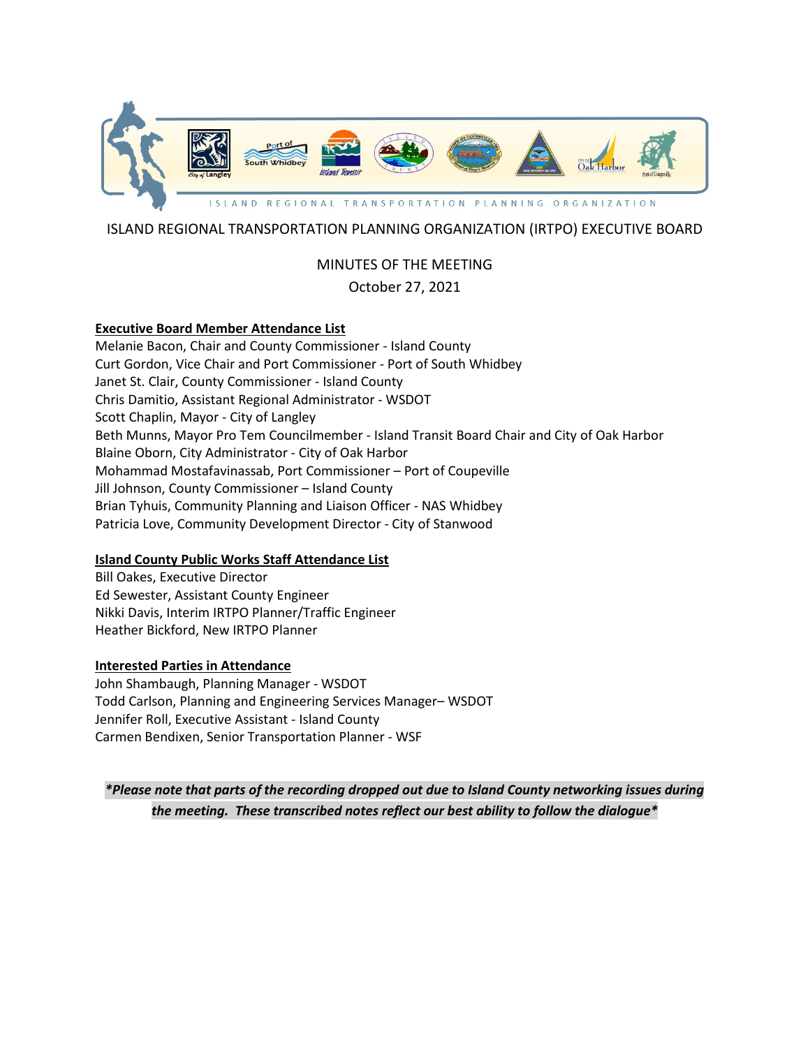ISLAND REGIONAL TRANSPORTATION PLANNING ORGANIZATION

# ISLAND REGIONAL TRANSPORTATION PLANNING ORGANIZATION (IRTPO) EXECUTIVE BOARD

## MINUTES OF THE MEETING

October 27, 2021

**Executive Board Member Attendance List**

Melanie Bacon, Chair and County Commissioner - Island County
Curt Gordon, Vice Chair and Port Commissioner - Port of South Whidbey
Janet St. Clair, County Commissioner - Island County
Chris Damitio, Assistant Regional Administrator - WSDOT
Scott Chaplin, Mayor - City of Langley
Beth Munns, Mayor Pro Tem Councilmember - Island Transit Board Chair and City of Oak Harbor
Blaine Oborn, City Administrator - City of Oak Harbor
Mohammad Mostafavinassab, Port Commissioner – Port of Coupeville
Jill Johnson, County Commissioner – Island County
Brian Tyhuis, Community Planning and Liaison Officer - NAS Whidbey
Patricia Love, Community Development Director - City of Stanwood

**Island County Public Works Staff Attendance List**

Bill Oakes, Executive Director
Ed Sewester, Assistant County Engineer
Nikki Davis, Interim IRTPO Planner/Traffic Engineer
Heather Bickford, New IRTPO Planner

**Interested Parties in Attendance**

John Shambaugh, Planning Manager - WSDOT
Todd Carlson, Planning and Engineering Services Manager– WSDOT
Jennifer Roll, Executive Assistant - Island County
Carmen Bendixen, Senior Transportation Planner - WSF

***Please note that parts of the recording dropped out due to Island County networking issues during the meeting. These transcribed notes reflect our best ability to follow the dialogue***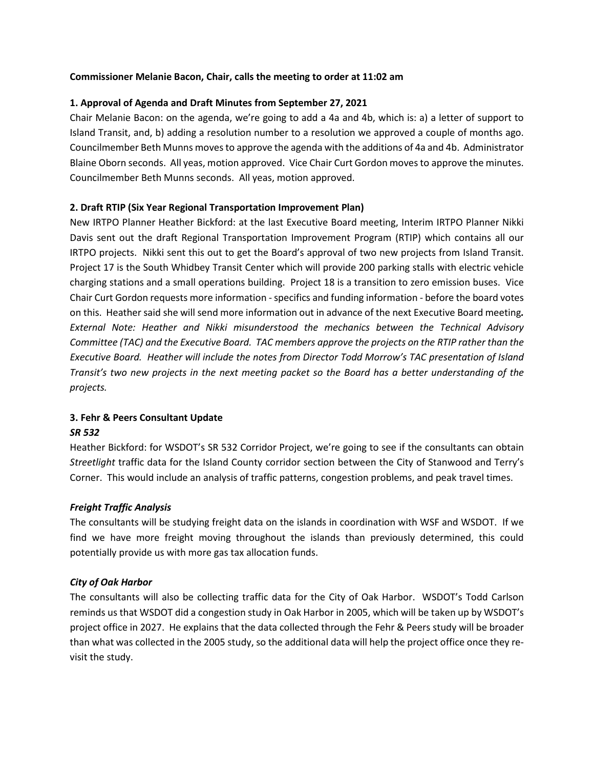**Commissioner Melanie Bacon, Chair, calls the meeting to order at 11:02 am**

**1. Approval of Agenda and Draft Minutes from September 27, 2021**

Chair Melanie Bacon: on the agenda, we're going to add a 4a and 4b, which is: a) a letter of support to Island Transit, and, b) adding a resolution number to a resolution we approved a couple of months ago. Councilmember Beth Munns moves to approve the agenda with the additions of 4a and 4b. Administrator Blaine Oborn seconds. All yeas, motion approved. Vice Chair Curt Gordon moves to approve the minutes. Councilmember Beth Munns seconds. All yeas, motion approved.

**2. Draft RTIP (Six Year Regional Transportation Improvement Plan)**

New IRTPO Planner Heather Bickford: at the last Executive Board meeting, Interim IRTPO Planner Nikki Davis sent out the draft Regional Transportation Improvement Program (RTIP) which contains all our IRTPO projects. Nikki sent this out to get the Board's approval of two new projects from Island Transit. Project 17 is the South Whidbey Transit Center which will provide 200 parking stalls with electric vehicle charging stations and a small operations building. Project 18 is a transition to zero emission buses. Vice Chair Curt Gordon requests more information - specifics and funding information - before the board votes on this. Heather said she will send more information out in advance of the next Executive Board meeting**.** *External Note: Heather and Nikki misunderstood the mechanics between the Technical Advisory Committee (TAC) and the Executive Board. TAC members approve the projects on the RTIP rather than the Executive Board. Heather will include the notes from Director Todd Morrow's TAC presentation of Island Transit's two new projects in the next meeting packet so the Board has a better understanding of the projects.*

**3. Fehr & Peers Consultant Update**

***SR 532***

Heather Bickford: for WSDOT's SR 532 Corridor Project, we're going to see if the consultants can obtain *Streetlight* traffic data for the Island County corridor section between the City of Stanwood and Terry's Corner. This would include an analysis of traffic patterns, congestion problems, and peak travel times.

***Freight Traffic Analysis***

The consultants will be studying freight data on the islands in coordination with WSF and WSDOT. If we find we have more freight moving throughout the islands than previously determined, this could potentially provide us with more gas tax allocation funds.

***City of Oak Harbor***

The consultants will also be collecting traffic data for the City of Oak Harbor. WSDOT's Todd Carlson reminds us that WSDOT did a congestion study in Oak Harbor in 2005, which will be taken up by WSDOT's project office in 2027. He explains that the data collected through the Fehr & Peers study will be broader than what was collected in the 2005 study, so the additional data will help the project office once they re-visit the study.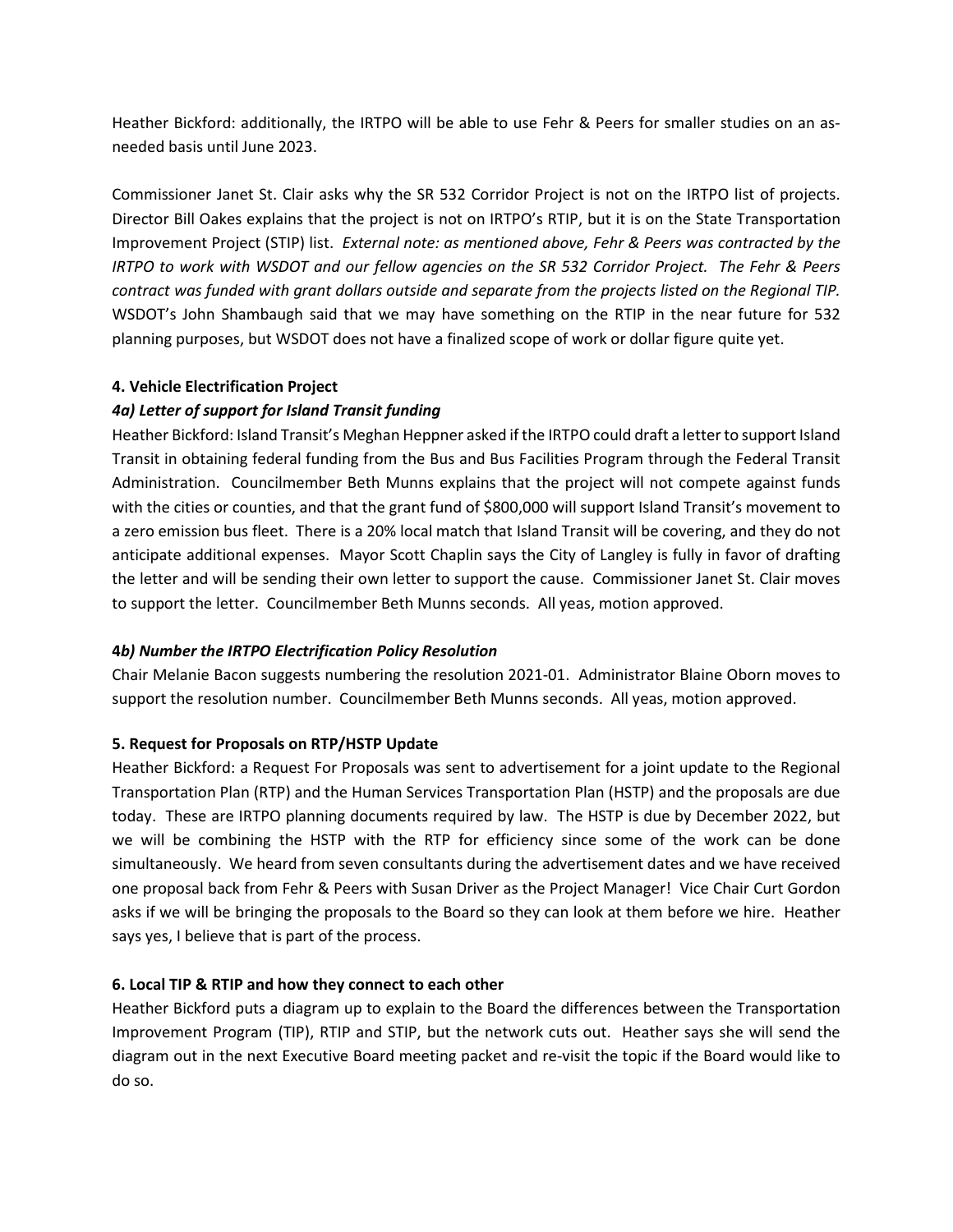Heather Bickford: additionally, the IRTPO will be able to use Fehr & Peers for smaller studies on an as-needed basis until June 2023.

Commissioner Janet St. Clair asks why the SR 532 Corridor Project is not on the IRTPO list of projects. Director Bill Oakes explains that the project is not on IRTPO's RTIP, but it is on the State Transportation Improvement Project (STIP) list. *External note: as mentioned above, Fehr & Peers was contracted by the IRTPO to work with WSDOT and our fellow agencies on the SR 532 Corridor Project. The Fehr & Peers contract was funded with grant dollars outside and separate from the projects listed on the Regional TIP.* WSDOT's John Shambaugh said that we may have something on the RTIP in the near future for 532 planning purposes, but WSDOT does not have a finalized scope of work or dollar figure quite yet.

**4. Vehicle Electrification Project**

***4a) Letter of support for Island Transit funding***

Heather Bickford: Island Transit's Meghan Heppner asked if the IRTPO could draft a letter to support Island Transit in obtaining federal funding from the Bus and Bus Facilities Program through the Federal Transit Administration. Councilmember Beth Munns explains that the project will not compete against funds with the cities or counties, and that the grant fund of $800,000 will support Island Transit's movement to a zero emission bus fleet. There is a 20% local match that Island Transit will be covering, and they do not anticipate additional expenses. Mayor Scott Chaplin says the City of Langley is fully in favor of drafting the letter and will be sending their own letter to support the cause. Commissioner Janet St. Clair moves to support the letter. Councilmember Beth Munns seconds. All yeas, motion approved.

**4*b) Number the IRTPO Electrification Policy Resolution***

Chair Melanie Bacon suggests numbering the resolution 2021-01. Administrator Blaine Oborn moves to support the resolution number. Councilmember Beth Munns seconds. All yeas, motion approved.

**5. Request for Proposals on RTP/HSTP Update**

Heather Bickford: a Request For Proposals was sent to advertisement for a joint update to the Regional Transportation Plan (RTP) and the Human Services Transportation Plan (HSTP) and the proposals are due today. These are IRTPO planning documents required by law. The HSTP is due by December 2022, but we will be combining the HSTP with the RTP for efficiency since some of the work can be done simultaneously. We heard from seven consultants during the advertisement dates and we have received one proposal back from Fehr & Peers with Susan Driver as the Project Manager! Vice Chair Curt Gordon asks if we will be bringing the proposals to the Board so they can look at them before we hire. Heather says yes, I believe that is part of the process.

**6. Local TIP & RTIP and how they connect to each other**

Heather Bickford puts a diagram up to explain to the Board the differences between the Transportation Improvement Program (TIP), RTIP and STIP, but the network cuts out. Heather says she will send the diagram out in the next Executive Board meeting packet and re-visit the topic if the Board would like to do so.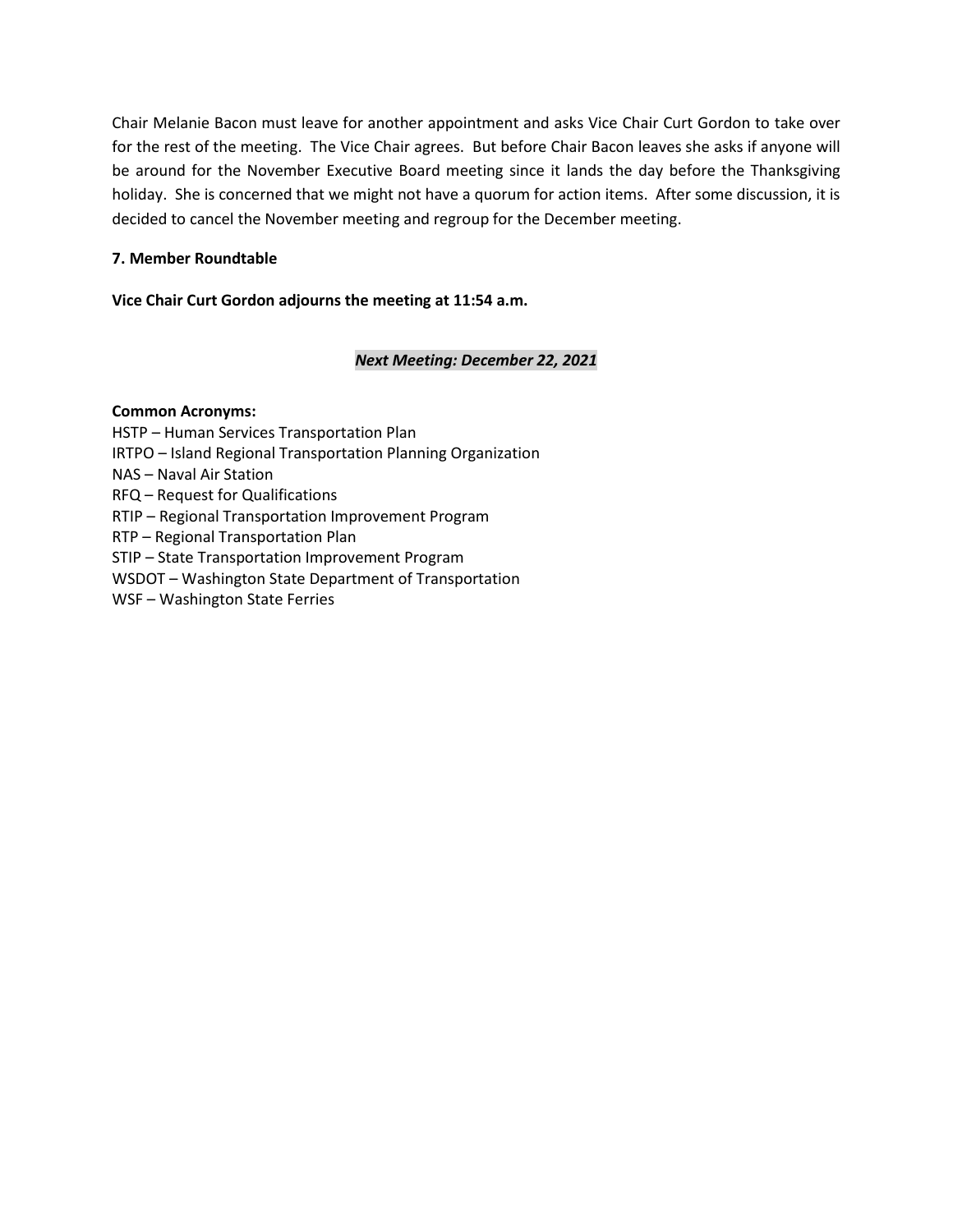Chair Melanie Bacon must leave for another appointment and asks Vice Chair Curt Gordon to take over for the rest of the meeting. The Vice Chair agrees. But before Chair Bacon leaves she asks if anyone will be around for the November Executive Board meeting since it lands the day before the Thanksgiving holiday. She is concerned that we might not have a quorum for action items. After some discussion, it is decided to cancel the November meeting and regroup for the December meeting.

**7. Member Roundtable**

**Vice Chair Curt Gordon adjourns the meeting at 11:54 a.m.**

***Next Meeting: December 22, 2021***

**Common Acronyms:**

HSTP – Human Services Transportation Plan
IRTPO – Island Regional Transportation Planning Organization
NAS – Naval Air Station
RFQ – Request for Qualifications
RTIP – Regional Transportation Improvement Program
RTP – Regional Transportation Plan
STIP – State Transportation Improvement Program
WSDOT – Washington State Department of Transportation
WSF – Washington State Ferries